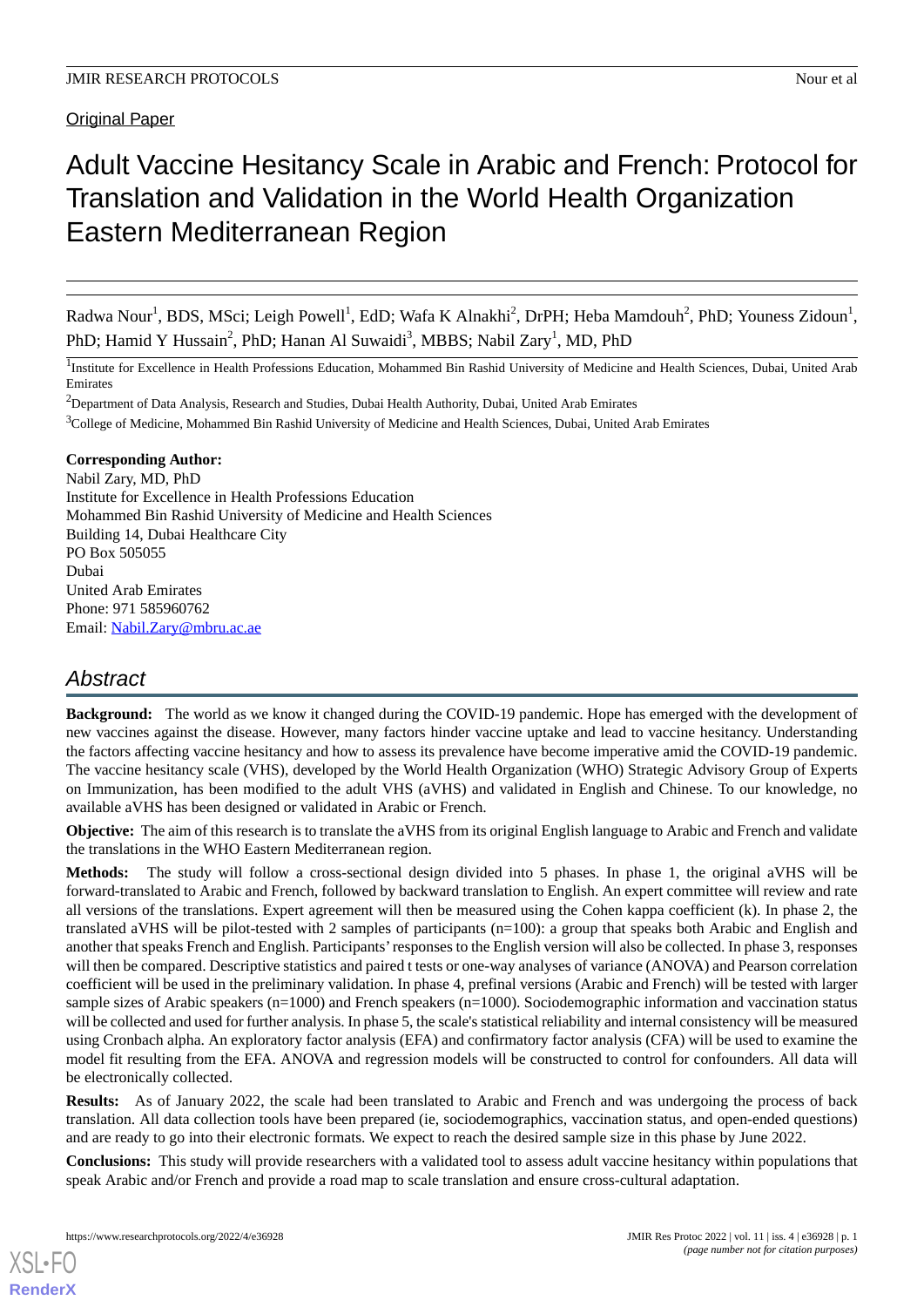Original Paper

# Adult Vaccine Hesitancy Scale in Arabic and French: Protocol for Translation and Validation in the World Health Organization Eastern Mediterranean Region

Radwa Nour[1], BDS, MSci; Leigh Powell[1], EdD; Wafa K Alnakhi[2], DrPH; Heba Mamdouh[2], PhD; Youness Zidoun[1], PhD; Hamid Y Hussain[2], PhD; Hanan Al Suwaidi[3], MBBS; Nabil Zary[1], MD, PhD

[1]Institute for Excellence in Health Professions Education, Mohammed Bin Rashid University of Medicine and Health Sciences, Dubai, United Arab Emirates

[2]Department of Data Analysis, Research and Studies, Dubai Health Authority, Dubai, United Arab Emirates

[3]College of Medicine, Mohammed Bin Rashid University of Medicine and Health Sciences, Dubai, United Arab Emirates

**Corresponding Author:**
Nabil Zary, MD, PhD
Institute for Excellence in Health Professions Education
Mohammed Bin Rashid University of Medicine and Health Sciences
Building 14, Dubai Healthcare City
PO Box 505055
Dubai
United Arab Emirates
Phone: 971 585960762
Email: Nabil.Zary@mbru.ac.ae

## Abstract

**Background:** The world as we know it changed during the COVID-19 pandemic. Hope has emerged with the development of new vaccines against the disease. However, many factors hinder vaccine uptake and lead to vaccine hesitancy. Understanding the factors affecting vaccine hesitancy and how to assess its prevalence have become imperative amid the COVID-19 pandemic. The vaccine hesitancy scale (VHS), developed by the World Health Organization (WHO) Strategic Advisory Group of Experts on Immunization, has been modified to the adult VHS (aVHS) and validated in English and Chinese. To our knowledge, no available aVHS has been designed or validated in Arabic or French.

**Objective:** The aim of this research is to translate the aVHS from its original English language to Arabic and French and validate the translations in the WHO Eastern Mediterranean region.

**Methods:** The study will follow a cross-sectional design divided into 5 phases. In phase 1, the original aVHS will be forward-translated to Arabic and French, followed by backward translation to English. An expert committee will review and rate all versions of the translations. Expert agreement will then be measured using the Cohen kappa coefficient (k). In phase 2, the translated aVHS will be pilot-tested with 2 samples of participants (n=100): a group that speaks both Arabic and English and another that speaks French and English. Participants' responses to the English version will also be collected. In phase 3, responses will then be compared. Descriptive statistics and paired t tests or one-way analyses of variance (ANOVA) and Pearson correlation coefficient will be used in the preliminary validation. In phase 4, prefinal versions (Arabic and French) will be tested with larger sample sizes of Arabic speakers (n=1000) and French speakers (n=1000). Sociodemographic information and vaccination status will be collected and used for further analysis. In phase 5, the scale's statistical reliability and internal consistency will be measured using Cronbach alpha. An exploratory factor analysis (EFA) and confirmatory factor analysis (CFA) will be used to examine the model fit resulting from the EFA. ANOVA and regression models will be constructed to control for confounders. All data will be electronically collected.

**Results:** As of January 2022, the scale had been translated to Arabic and French and was undergoing the process of back translation. All data collection tools have been prepared (ie, sociodemographics, vaccination status, and open-ended questions) and are ready to go into their electronic formats. We expect to reach the desired sample size in this phase by June 2022.

**Conclusions:** This study will provide researchers with a validated tool to assess adult vaccine hesitancy within populations that speak Arabic and/or French and provide a road map to scale translation and ensure cross-cultural adaptation.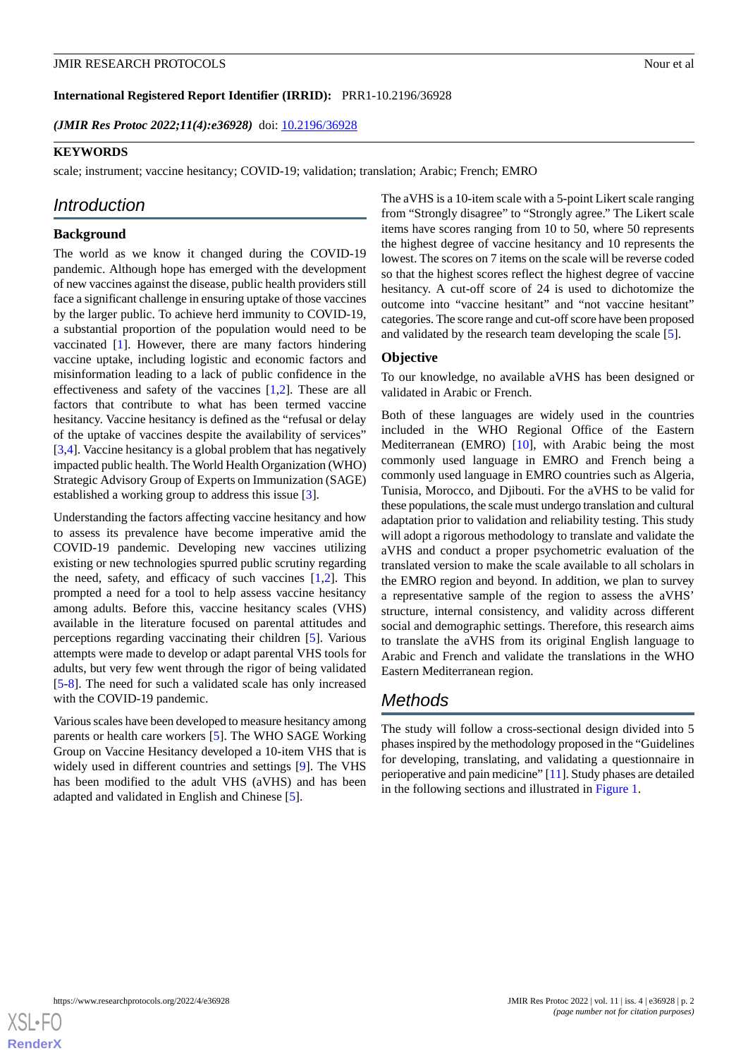**International Registered Report Identifier (IRRID):** PRR1-10.2196/36928

***(JMIR Res Protoc 2022;11(4):e36928)*** doi: 10.2196/36928

**KEYWORDS**

scale; instrument; vaccine hesitancy; COVID-19; validation; translation; Arabic; French; EMRO

## Introduction

### Background

The world as we know it changed during the COVID-19 pandemic. Although hope has emerged with the development of new vaccines against the disease, public health providers still face a significant challenge in ensuring uptake of those vaccines by the larger public. To achieve herd immunity to COVID-19, a substantial proportion of the population would need to be vaccinated [1]. However, there are many factors hindering vaccine uptake, including logistic and economic factors and misinformation leading to a lack of public confidence in the effectiveness and safety of the vaccines [1,2]. These are all factors that contribute to what has been termed vaccine hesitancy. Vaccine hesitancy is defined as the "refusal or delay of the uptake of vaccines despite the availability of services" [3,4]. Vaccine hesitancy is a global problem that has negatively impacted public health. The World Health Organization (WHO) Strategic Advisory Group of Experts on Immunization (SAGE) established a working group to address this issue [3].

Understanding the factors affecting vaccine hesitancy and how to assess its prevalence have become imperative amid the COVID-19 pandemic. Developing new vaccines utilizing existing or new technologies spurred public scrutiny regarding the need, safety, and efficacy of such vaccines [1,2]. This prompted a need for a tool to help assess vaccine hesitancy among adults. Before this, vaccine hesitancy scales (VHS) available in the literature focused on parental attitudes and perceptions regarding vaccinating their children [5]. Various attempts were made to develop or adapt parental VHS tools for adults, but very few went through the rigor of being validated [5-8]. The need for such a validated scale has only increased with the COVID-19 pandemic.

Various scales have been developed to measure hesitancy among parents or health care workers [5]. The WHO SAGE Working Group on Vaccine Hesitancy developed a 10-item VHS that is widely used in different countries and settings [9]. The VHS has been modified to the adult VHS (aVHS) and has been adapted and validated in English and Chinese [5].

The aVHS is a 10-item scale with a 5-point Likert scale ranging from "Strongly disagree" to "Strongly agree." The Likert scale items have scores ranging from 10 to 50, where 50 represents the highest degree of vaccine hesitancy and 10 represents the lowest. The scores on 7 items on the scale will be reverse coded so that the highest scores reflect the highest degree of vaccine hesitancy. A cut-off score of 24 is used to dichotomize the outcome into "vaccine hesitant" and "not vaccine hesitant" categories. The score range and cut-off score have been proposed and validated by the research team developing the scale [5].

### Objective

To our knowledge, no available aVHS has been designed or validated in Arabic or French.

Both of these languages are widely used in the countries included in the WHO Regional Office of the Eastern Mediterranean (EMRO) [10], with Arabic being the most commonly used language in EMRO and French being a commonly used language in EMRO countries such as Algeria, Tunisia, Morocco, and Djibouti. For the aVHS to be valid for these populations, the scale must undergo translation and cultural adaptation prior to validation and reliability testing. This study will adopt a rigorous methodology to translate and validate the aVHS and conduct a proper psychometric evaluation of the translated version to make the scale available to all scholars in the EMRO region and beyond. In addition, we plan to survey a representative sample of the region to assess the aVHS' structure, internal consistency, and validity across different social and demographic settings. Therefore, this research aims to translate the aVHS from its original English language to Arabic and French and validate the translations in the WHO Eastern Mediterranean region.

## Methods

The study will follow a cross-sectional design divided into 5 phases inspired by the methodology proposed in the "Guidelines for developing, translating, and validating a questionnaire in perioperative and pain medicine" [11]. Study phases are detailed in the following sections and illustrated in Figure 1.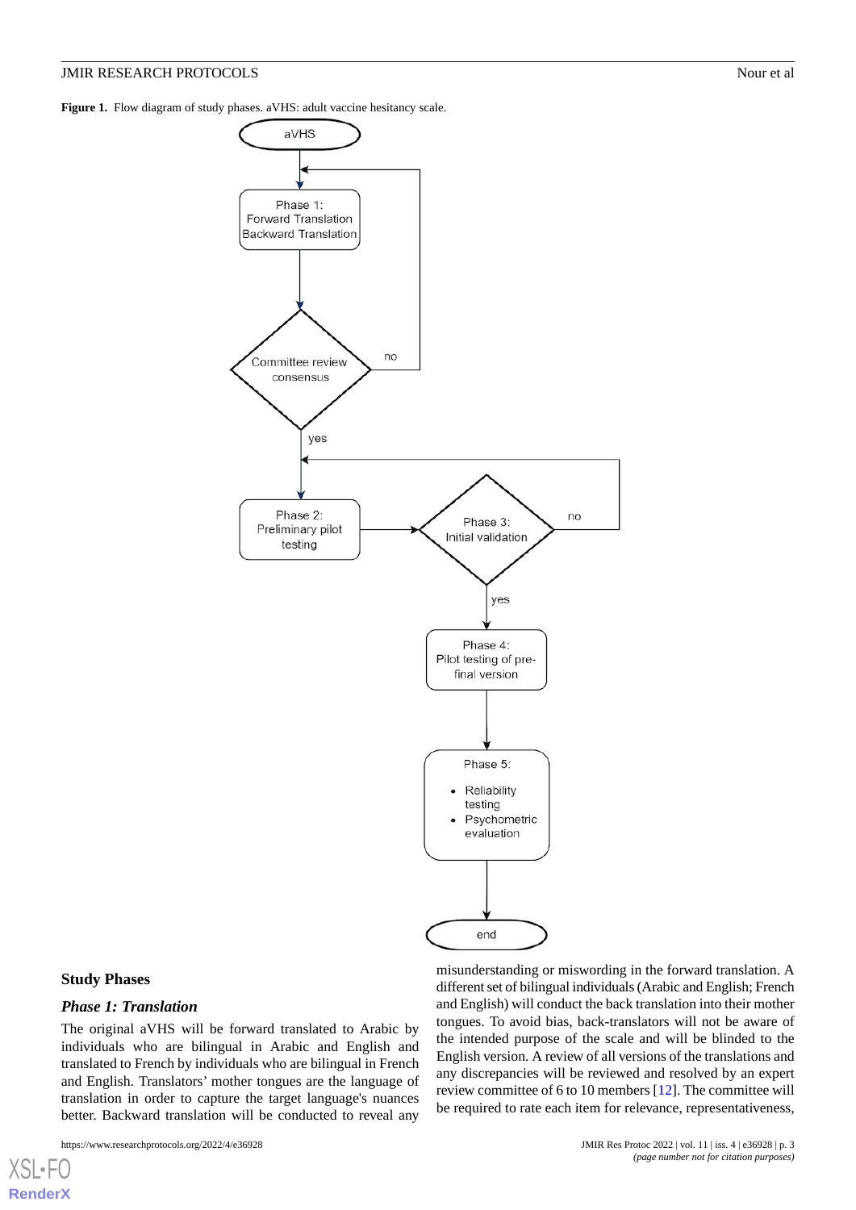**Figure 1.** Flow diagram of study phases. aVHS: adult vaccine hesitancy scale.

## Study Phases

### *Phase 1: Translation*

The original aVHS will be forward translated to Arabic by individuals who are bilingual in Arabic and English and translated to French by individuals who are bilingual in French and English. Translators' mother tongues are the language of translation in order to capture the target language's nuances better. Backward translation will be conducted to reveal any misunderstanding or miswording in the forward translation. A different set of bilingual individuals (Arabic and English; French and English) will conduct the back translation into their mother tongues. To avoid bias, back-translators will not be aware of the intended purpose of the scale and will be blinded to the English version. A review of all versions of the translations and any discrepancies will be reviewed and resolved by an expert review committee of 6 to 10 members [12]. The committee will be required to rate each item for relevance, representativeness,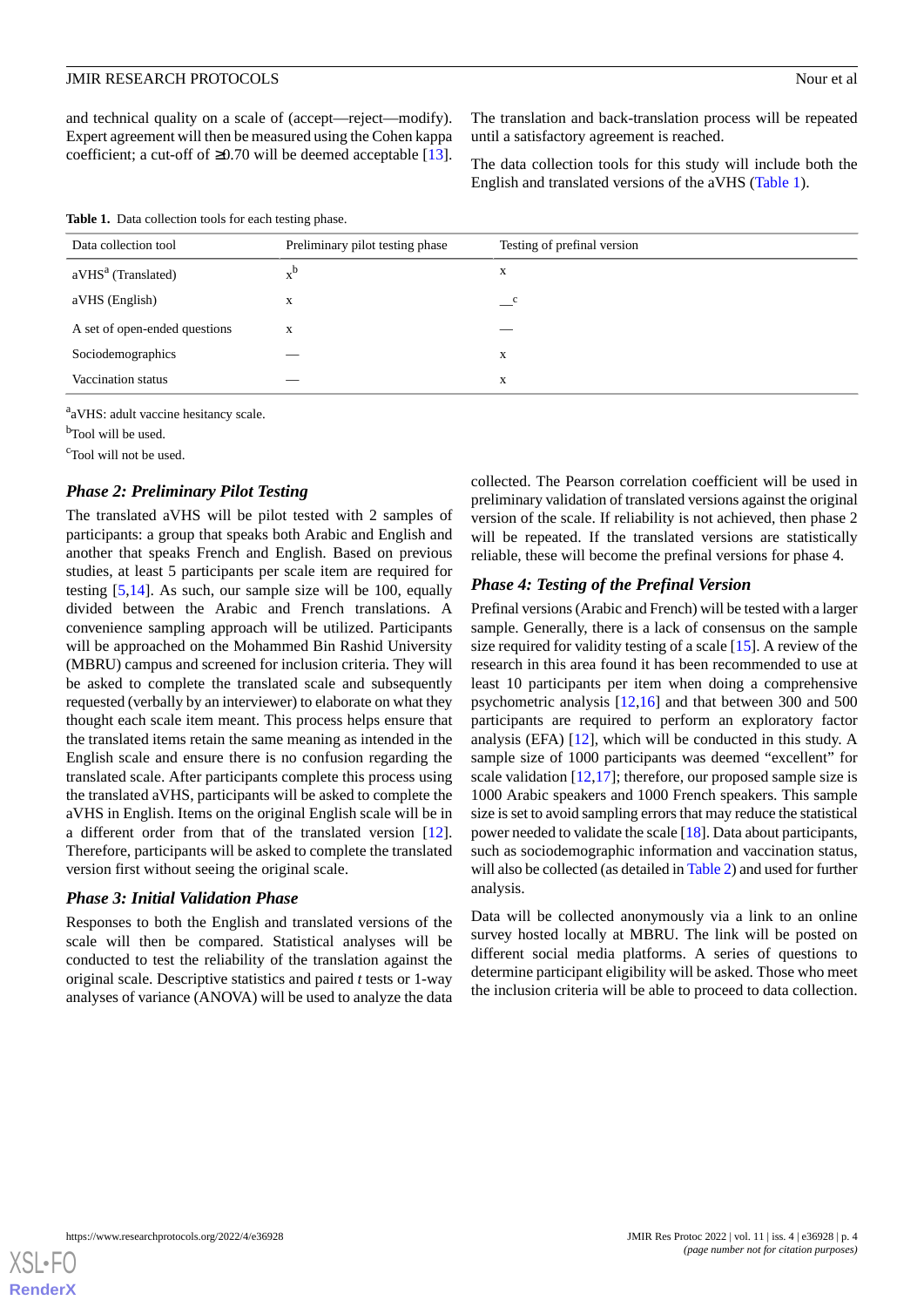and technical quality on a scale of (accept—reject—modify). Expert agreement will then be measured using the Cohen kappa coefficient; a cut-off of ≥0.70 will be deemed acceptable [13].

The translation and back-translation process will be repeated until a satisfactory agreement is reached.

The data collection tools for this study will include both the English and translated versions of the aVHS (Table 1).

**Table 1.** Data collection tools for each testing phase.

| Data collection tool | Preliminary pilot testing phase | Testing of prefinal version |
|---|---|---|
| aVHS[a] (Translated) | x[b] | x |
| aVHS (English) | x | —[c] |
| A set of open-ended questions | x | — |
| Sociodemographics | — | x |
| Vaccination status | — | x |

[a]aVHS: adult vaccine hesitancy scale.

[b]Tool will be used.

[c]Tool will not be used.

### *Phase 2: Preliminary Pilot Testing*

The translated aVHS will be pilot tested with 2 samples of participants: a group that speaks both Arabic and English and another that speaks French and English. Based on previous studies, at least 5 participants per scale item are required for testing [5,14]. As such, our sample size will be 100, equally divided between the Arabic and French translations. A convenience sampling approach will be utilized. Participants will be approached on the Mohammed Bin Rashid University (MBRU) campus and screened for inclusion criteria. They will be asked to complete the translated scale and subsequently requested (verbally by an interviewer) to elaborate on what they thought each scale item meant. This process helps ensure that the translated items retain the same meaning as intended in the English scale and ensure there is no confusion regarding the translated scale. After participants complete this process using the translated aVHS, participants will be asked to complete the aVHS in English. Items on the original English scale will be in a different order from that of the translated version [12]. Therefore, participants will be asked to complete the translated version first without seeing the original scale.

### *Phase 3: Initial Validation Phase*

Responses to both the English and translated versions of the scale will then be compared. Statistical analyses will be conducted to test the reliability of the translation against the original scale. Descriptive statistics and paired *t* tests or 1-way analyses of variance (ANOVA) will be used to analyze the data collected. The Pearson correlation coefficient will be used in preliminary validation of translated versions against the original version of the scale. If reliability is not achieved, then phase 2 will be repeated. If the translated versions are statistically reliable, these will become the prefinal versions for phase 4.

### *Phase 4: Testing of the Prefinal Version*

Prefinal versions (Arabic and French) will be tested with a larger sample. Generally, there is a lack of consensus on the sample size required for validity testing of a scale [15]. A review of the research in this area found it has been recommended to use at least 10 participants per item when doing a comprehensive psychometric analysis [12,16] and that between 300 and 500 participants are required to perform an exploratory factor analysis (EFA) [12], which will be conducted in this study. A sample size of 1000 participants was deemed "excellent" for scale validation [12,17]; therefore, our proposed sample size is 1000 Arabic speakers and 1000 French speakers. This sample size is set to avoid sampling errors that may reduce the statistical power needed to validate the scale [18]. Data about participants, such as sociodemographic information and vaccination status, will also be collected (as detailed in Table 2) and used for further analysis.

Data will be collected anonymously via a link to an online survey hosted locally at MBRU. The link will be posted on different social media platforms. A series of questions to determine participant eligibility will be asked. Those who meet the inclusion criteria will be able to proceed to data collection.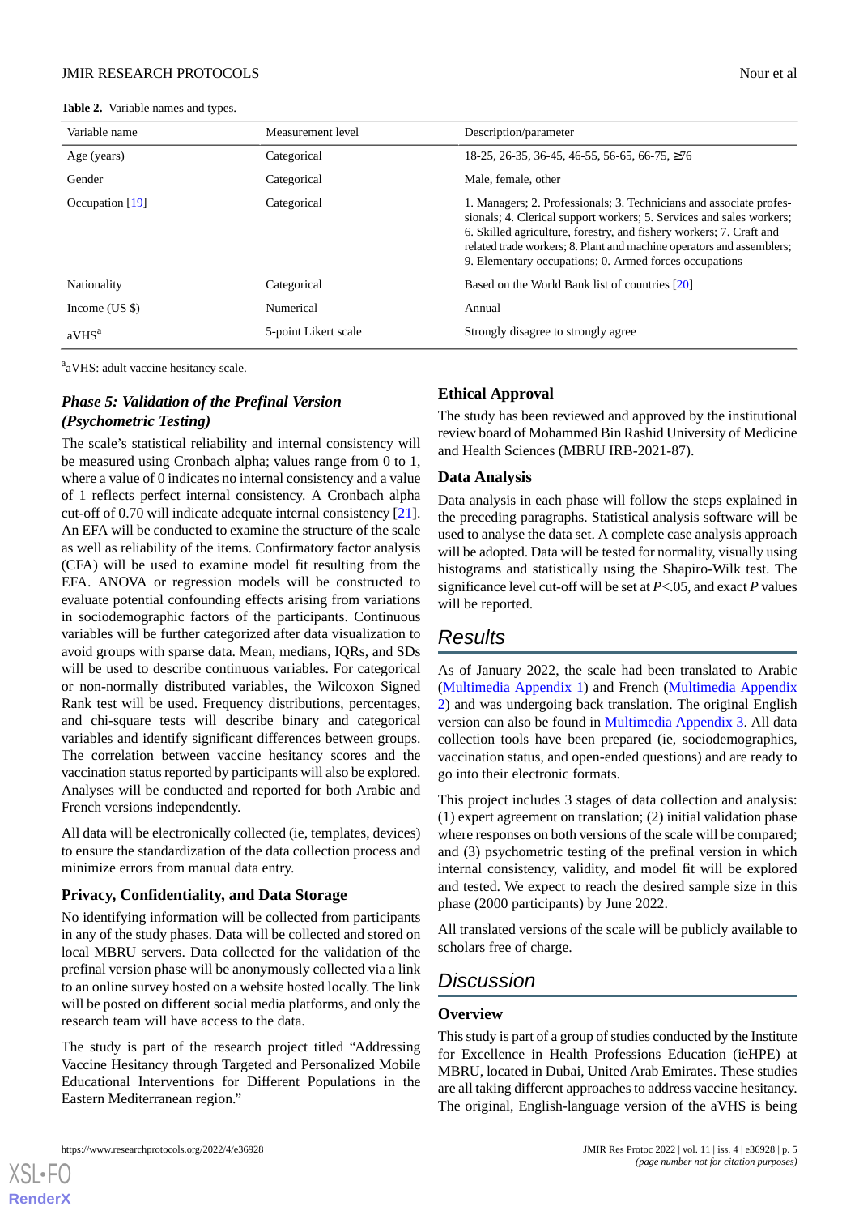**Table 2.** Variable names and types.

| Variable name | Measurement level | Description/parameter |
| --- | --- | --- |
| Age (years) | Categorical | 18-25, 26-35, 36-45, 46-55, 56-65, 66-75, ≥76 |
| Gender | Categorical | Male, female, other |
| Occupation [19] | Categorical | 1. Managers; 2. Professionals; 3. Technicians and associate professionals; 4. Clerical support workers; 5. Services and sales workers; 6. Skilled agriculture, forestry, and fishery workers; 7. Craft and related trade workers; 8. Plant and machine operators and assemblers; 9. Elementary occupations; 0. Armed forces occupations |
| Nationality | Categorical | Based on the World Bank list of countries [20] |
| Income (US $) | Numerical | Annual |
| aVHS[a] | 5-point Likert scale | Strongly disagree to strongly agree |

[a]aVHS: adult vaccine hesitancy scale.

### *Phase 5: Validation of the Prefinal Version (Psychometric Testing)*

The scale's statistical reliability and internal consistency will be measured using Cronbach alpha; values range from 0 to 1, where a value of 0 indicates no internal consistency and a value of 1 reflects perfect internal consistency. A Cronbach alpha cut-off of 0.70 will indicate adequate internal consistency [21]. An EFA will be conducted to examine the structure of the scale as well as reliability of the items. Confirmatory factor analysis (CFA) will be used to examine model fit resulting from the EFA. ANOVA or regression models will be constructed to evaluate potential confounding effects arising from variations in sociodemographic factors of the participants. Continuous variables will be further categorized after data visualization to avoid groups with sparse data. Mean, medians, IQRs, and SDs will be used to describe continuous variables. For categorical or non-normally distributed variables, the Wilcoxon Signed Rank test will be used. Frequency distributions, percentages, and chi-square tests will describe binary and categorical variables and identify significant differences between groups. The correlation between vaccine hesitancy scores and the vaccination status reported by participants will also be explored. Analyses will be conducted and reported for both Arabic and French versions independently.

All data will be electronically collected (ie, templates, devices) to ensure the standardization of the data collection process and minimize errors from manual data entry.

### Privacy, Confidentiality, and Data Storage

No identifying information will be collected from participants in any of the study phases. Data will be collected and stored on local MBRU servers. Data collected for the validation of the prefinal version phase will be anonymously collected via a link to an online survey hosted on a website hosted locally. The link will be posted on different social media platforms, and only the research team will have access to the data.

The study is part of the research project titled "Addressing Vaccine Hesitancy through Targeted and Personalized Mobile Educational Interventions for Different Populations in the Eastern Mediterranean region."

### Ethical Approval

The study has been reviewed and approved by the institutional review board of Mohammed Bin Rashid University of Medicine and Health Sciences (MBRU IRB-2021-87).

### Data Analysis

Data analysis in each phase will follow the steps explained in the preceding paragraphs. Statistical analysis software will be used to analyse the data set. A complete case analysis approach will be adopted. Data will be tested for normality, visually using histograms and statistically using the Shapiro-Wilk test. The significance level cut-off will be set at $P<.05$, and exact $P$ values will be reported.

## Results

As of January 2022, the scale had been translated to Arabic (Multimedia Appendix 1) and French (Multimedia Appendix 2) and was undergoing back translation. The original English version can also be found in Multimedia Appendix 3. All data collection tools have been prepared (ie, sociodemographics, vaccination status, and open-ended questions) and are ready to go into their electronic formats.

This project includes 3 stages of data collection and analysis: (1) expert agreement on translation; (2) initial validation phase where responses on both versions of the scale will be compared; and (3) psychometric testing of the prefinal version in which internal consistency, validity, and model fit will be explored and tested. We expect to reach the desired sample size in this phase (2000 participants) by June 2022.

All translated versions of the scale will be publicly available to scholars free of charge.

## Discussion

### Overview

This study is part of a group of studies conducted by the Institute for Excellence in Health Professions Education (ieHPE) at MBRU, located in Dubai, United Arab Emirates. These studies are all taking different approaches to address vaccine hesitancy. The original, English-language version of the aVHS is being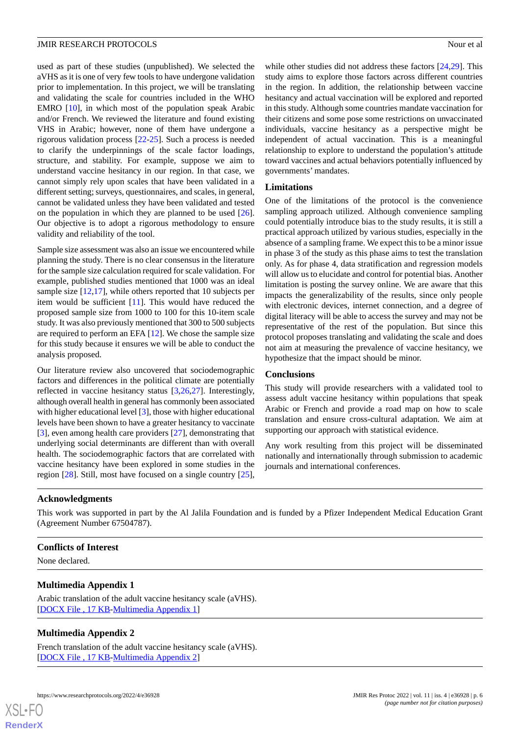used as part of these studies (unpublished). We selected the aVHS as it is one of very few tools to have undergone validation prior to implementation. In this project, we will be translating and validating the scale for countries included in the WHO EMRO [10], in which most of the population speak Arabic and/or French. We reviewed the literature and found existing VHS in Arabic; however, none of them have undergone a rigorous validation process [22-25]. Such a process is needed to clarify the underpinnings of the scale factor loadings, structure, and stability. For example, suppose we aim to understand vaccine hesitancy in our region. In that case, we cannot simply rely upon scales that have been validated in a different setting; surveys, questionnaires, and scales, in general, cannot be validated unless they have been validated and tested on the population in which they are planned to be used [26]. Our objective is to adopt a rigorous methodology to ensure validity and reliability of the tool.

Sample size assessment was also an issue we encountered while planning the study. There is no clear consensus in the literature for the sample size calculation required for scale validation. For example, published studies mentioned that 1000 was an ideal sample size [12,17], while others reported that 10 subjects per item would be sufficient [11]. This would have reduced the proposed sample size from 1000 to 100 for this 10-item scale study. It was also previously mentioned that 300 to 500 subjects are required to perform an EFA [12]. We chose the sample size for this study because it ensures we will be able to conduct the analysis proposed.

Our literature review also uncovered that sociodemographic factors and differences in the political climate are potentially reflected in vaccine hesitancy status [3,26,27]. Interestingly, although overall health in general has commonly been associated with higher educational level [3], those with higher educational levels have been shown to have a greater hesitancy to vaccinate [3], even among health care providers [27], demonstrating that underlying social determinants are different than with overall health. The sociodemographic factors that are correlated with vaccine hesitancy have been explored in some studies in the region [28]. Still, most have focused on a single country [25], while other studies did not address these factors [24,29]. This study aims to explore those factors across different countries in the region. In addition, the relationship between vaccine hesitancy and actual vaccination will be explored and reported in this study. Although some countries mandate vaccination for their citizens and some pose some restrictions on unvaccinated individuals, vaccine hesitancy as a perspective might be independent of actual vaccination. This is a meaningful relationship to explore to understand the population's attitude toward vaccines and actual behaviors potentially influenced by governments' mandates.

## Limitations

One of the limitations of the protocol is the convenience sampling approach utilized. Although convenience sampling could potentially introduce bias to the study results, it is still a practical approach utilized by various studies, especially in the absence of a sampling frame. We expect this to be a minor issue in phase 3 of the study as this phase aims to test the translation only. As for phase 4, data stratification and regression models will allow us to elucidate and control for potential bias. Another limitation is posting the survey online. We are aware that this impacts the generalizability of the results, since only people with electronic devices, internet connection, and a degree of digital literacy will be able to access the survey and may not be representative of the rest of the population. But since this protocol proposes translating and validating the scale and does not aim at measuring the prevalence of vaccine hesitancy, we hypothesize that the impact should be minor.

## Conclusions

This study will provide researchers with a validated tool to assess adult vaccine hesitancy within populations that speak Arabic or French and provide a road map on how to scale translation and ensure cross-cultural adaptation. We aim at supporting our approach with statistical evidence.

Any work resulting from this project will be disseminated nationally and internationally through submission to academic journals and international conferences.

## Acknowledgments

This work was supported in part by the Al Jalila Foundation and is funded by a Pfizer Independent Medical Education Grant (Agreement Number 67504787).

## Conflicts of Interest

None declared.

## Multimedia Appendix 1

Arabic translation of the adult vaccine hesitancy scale (aVHS).
[DOCX File , 17 KB-Multimedia Appendix 1]

## Multimedia Appendix 2

French translation of the adult vaccine hesitancy scale (aVHS).
[DOCX File , 17 KB-Multimedia Appendix 2]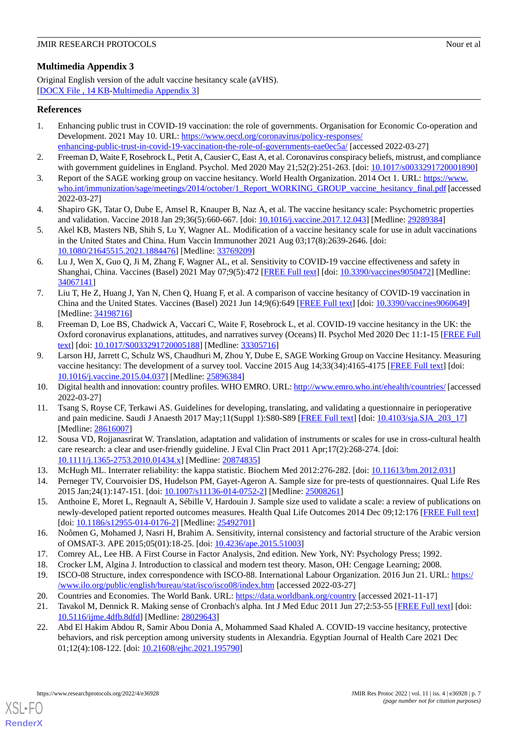## Multimedia Appendix 3

Original English version of the adult vaccine hesitancy scale (aVHS).
[DOCX File , 14 KB-Multimedia Appendix 3]

## References

1. Enhancing public trust in COVID-19 vaccination: the role of governments. Organisation for Economic Co-operation and Development. 2021 May 10. URL: https://www.oecd.org/coronavirus/policy-responses/enhancing-public-trust-in-covid-19-vaccination-the-role-of-governments-eae0ec5a/ [accessed 2022-03-27]
2. Freeman D, Waite F, Rosebrock L, Petit A, Causier C, East A, et al. Coronavirus conspiracy beliefs, mistrust, and compliance with government guidelines in England. Psychol. Med 2020 May 21;52(2):251-263. [doi: 10.1017/s0033291720001890]
3. Report of the SAGE working group on vaccine hesitancy. World Health Organization. 2014 Oct 1. URL: https://www.who.int/immunization/sage/meetings/2014/october/1_Report_WORKING_GROUP_vaccine_hesitancy_final.pdf [accessed 2022-03-27]
4. Shapiro GK, Tatar O, Dube E, Amsel R, Knauper B, Naz A, et al. The vaccine hesitancy scale: Psychometric properties and validation. Vaccine 2018 Jan 29;36(5):660-667. [doi: 10.1016/j.vaccine.2017.12.043] [Medline: 29289384]
5. Akel KB, Masters NB, Shih S, Lu Y, Wagner AL. Modification of a vaccine hesitancy scale for use in adult vaccinations in the United States and China. Hum Vaccin Immunother 2021 Aug 03;17(8):2639-2646. [doi: 10.1080/21645515.2021.1884476] [Medline: 33769209]
6. Lu J, Wen X, Guo Q, Ji M, Zhang F, Wagner AL, et al. Sensitivity to COVID-19 vaccine effectiveness and safety in Shanghai, China. Vaccines (Basel) 2021 May 07;9(5):472 [FREE Full text] [doi: 10.3390/vaccines9050472] [Medline: 34067141]
7. Liu T, He Z, Huang J, Yan N, Chen Q, Huang F, et al. A comparison of vaccine hesitancy of COVID-19 vaccination in China and the United States. Vaccines (Basel) 2021 Jun 14;9(6):649 [FREE Full text] [doi: 10.3390/vaccines9060649] [Medline: 34198716]
8. Freeman D, Loe BS, Chadwick A, Vaccari C, Waite F, Rosebrock L, et al. COVID-19 vaccine hesitancy in the UK: the Oxford coronavirus explanations, attitudes, and narratives survey (Oceans) II. Psychol Med 2020 Dec 11:1-15 [FREE Full text] [doi: 10.1017/S0033291720005188] [Medline: 33305716]
9. Larson HJ, Jarrett C, Schulz WS, Chaudhuri M, Zhou Y, Dube E, SAGE Working Group on Vaccine Hesitancy. Measuring vaccine hesitancy: The development of a survey tool. Vaccine 2015 Aug 14;33(34):4165-4175 [FREE Full text] [doi: 10.1016/j.vaccine.2015.04.037] [Medline: 25896384]
10. Digital health and innovation: country profiles. WHO EMRO. URL: http://www.emro.who.int/ehealth/countries/ [accessed 2022-03-27]
11. Tsang S, Royse CF, Terkawi AS. Guidelines for developing, translating, and validating a questionnaire in perioperative and pain medicine. Saudi J Anaesth 2017 May;11(Suppl 1):S80-S89 [FREE Full text] [doi: 10.4103/sja.SJA_203_17] [Medline: 28616007]
12. Sousa VD, Rojjanasrirat W. Translation, adaptation and validation of instruments or scales for use in cross-cultural health care research: a clear and user-friendly guideline. J Eval Clin Pract 2011 Apr;17(2):268-274. [doi: 10.1111/j.1365-2753.2010.01434.x] [Medline: 20874835]
13. McHugh ML. Interrater reliability: the kappa statistic. Biochem Med 2012:276-282. [doi: 10.11613/bm.2012.031]
14. Perneger TV, Courvoisier DS, Hudelson PM, Gayet-Ageron A. Sample size for pre-tests of questionnaires. Qual Life Res 2015 Jan;24(1):147-151. [doi: 10.1007/s11136-014-0752-2] [Medline: 25008261]
15. Anthoine E, Moret L, Regnault A, Sébille V, Hardouin J. Sample size used to validate a scale: a review of publications on newly-developed patient reported outcomes measures. Health Qual Life Outcomes 2014 Dec 09;12:176 [FREE Full text] [doi: 10.1186/s12955-014-0176-2] [Medline: 25492701]
16. Noômen G, Mohamed J, Nasri H, Brahim A. Sensitivity, internal consistency and factorial structure of the Arabic version of OMSAT-3. APE 2015;05(01):18-25. [doi: 10.4236/ape.2015.51003]
17. Comrey AL, Lee HB. A First Course in Factor Analysis, 2nd edition. New York, NY: Psychology Press; 1992.
18. Crocker LM, Algina J. Introduction to classical and modern test theory. Mason, OH: Cengage Learning; 2008.
19. ISCO-08 Structure, index correspondence with ISCO-88. International Labour Organization. 2016 Jun 21. URL: https://www.ilo.org/public/english/bureau/stat/isco/isco08/index.htm [accessed 2022-03-27]
20. Countries and Economies. The World Bank. URL: https://data.worldbank.org/country [accessed 2021-11-17]
21. Tavakol M, Dennick R. Making sense of Cronbach's alpha. Int J Med Educ 2011 Jun 27;2:53-55 [FREE Full text] [doi: 10.5116/ijme.4dfb.8dfd] [Medline: 28029643]
22. Abd El Hakim Abdou R, Samir Abou Donia A, Mohammed Saad Khaled A. COVID-19 vaccine hesitancy, protective behaviors, and risk perception among university students in Alexandria. Egyptian Journal of Health Care 2021 Dec 01;12(4):108-122. [doi: 10.21608/ejhc.2021.195790]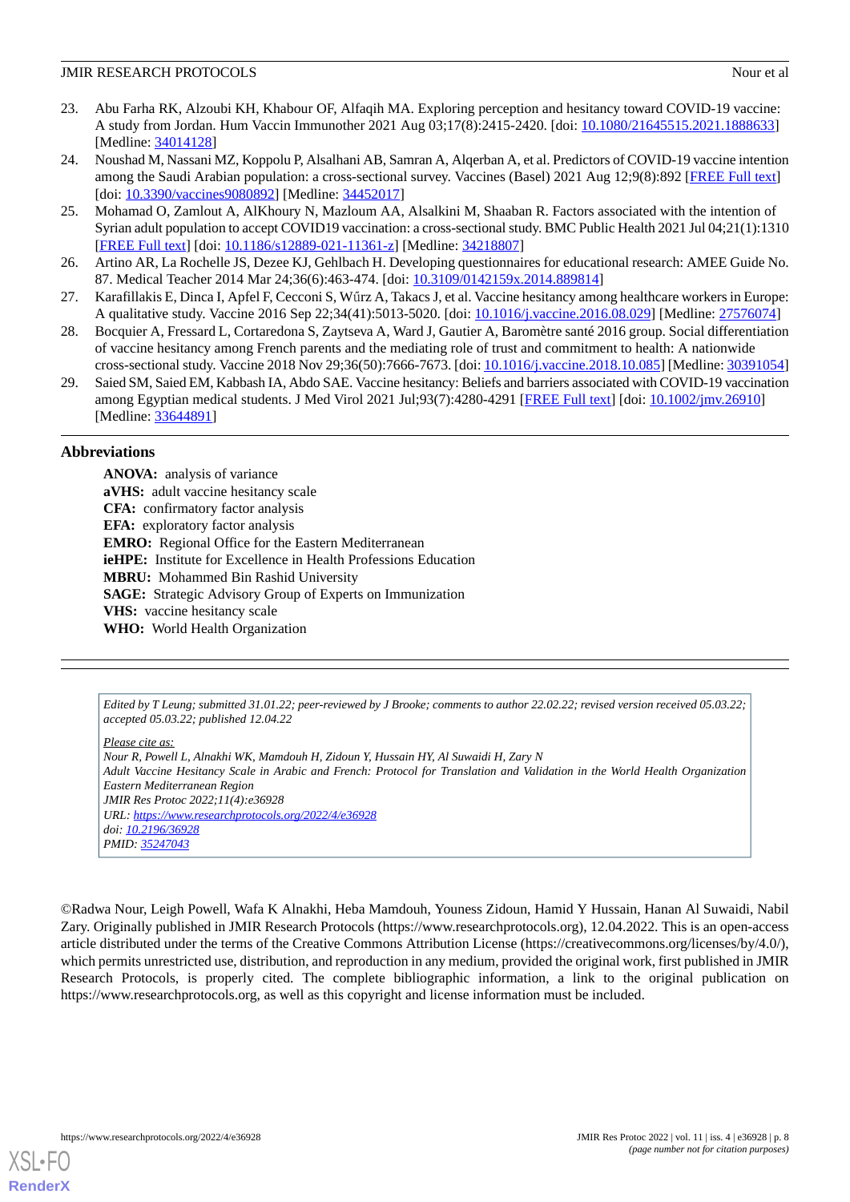23. Abu Farha RK, Alzoubi KH, Khabour OF, Alfaqih MA. Exploring perception and hesitancy toward COVID-19 vaccine: A study from Jordan. Hum Vaccin Immunother 2021 Aug 03;17(8):2415-2420. [doi: 10.1080/21645515.2021.1888633] [Medline: 34014128]
24. Noushad M, Nassani MZ, Koppolu P, Alsalhani AB, Samran A, Alqerban A, et al. Predictors of COVID-19 vaccine intention among the Saudi Arabian population: a cross-sectional survey. Vaccines (Basel) 2021 Aug 12;9(8):892 [FREE Full text] [doi: 10.3390/vaccines9080892] [Medline: 34452017]
25. Mohamad O, Zamlout A, AlKhoury N, Mazloum AA, Alsalkini M, Shaaban R. Factors associated with the intention of Syrian adult population to accept COVID19 vaccination: a cross-sectional study. BMC Public Health 2021 Jul 04;21(1):1310 [FREE Full text] [doi: 10.1186/s12889-021-11361-z] [Medline: 34218807]
26. Artino AR, La Rochelle JS, Dezee KJ, Gehlbach H. Developing questionnaires for educational research: AMEE Guide No. 87. Medical Teacher 2014 Mar 24;36(6):463-474. [doi: 10.3109/0142159x.2014.889814]
27. Karafillakis E, Dinca I, Apfel F, Cecconi S, Wűrz A, Takacs J, et al. Vaccine hesitancy among healthcare workers in Europe: A qualitative study. Vaccine 2016 Sep 22;34(41):5013-5020. [doi: 10.1016/j.vaccine.2016.08.029] [Medline: 27576074]
28. Bocquier A, Fressard L, Cortaredona S, Zaytseva A, Ward J, Gautier A, Baromètre santé 2016 group. Social differentiation of vaccine hesitancy among French parents and the mediating role of trust and commitment to health: A nationwide cross-sectional study. Vaccine 2018 Nov 29;36(50):7666-7673. [doi: 10.1016/j.vaccine.2018.10.085] [Medline: 30391054]
29. Saied SM, Saied EM, Kabbash IA, Abdo SAE. Vaccine hesitancy: Beliefs and barriers associated with COVID-19 vaccination among Egyptian medical students. J Med Virol 2021 Jul;93(7):4280-4291 [FREE Full text] [doi: 10.1002/jmv.26910] [Medline: 33644891]

## Abbreviations

**ANOVA:** analysis of variance
**aVHS:** adult vaccine hesitancy scale
**CFA:** confirmatory factor analysis
**EFA:** exploratory factor analysis
**EMRO:** Regional Office for the Eastern Mediterranean
**ieHPE:** Institute for Excellence in Health Professions Education
**MBRU:** Mohammed Bin Rashid University
**SAGE:** Strategic Advisory Group of Experts on Immunization
**VHS:** vaccine hesitancy scale
**WHO:** World Health Organization

*Edited by T Leung; submitted 31.01.22; peer-reviewed by J Brooke; comments to author 22.02.22; revised version received 05.03.22; accepted 05.03.22; published 12.04.22*

*Please cite as:*
*Nour R, Powell L, Alnakhi WK, Mamdouh H, Zidoun Y, Hussain HY, Al Suwaidi H, Zary N*
*Adult Vaccine Hesitancy Scale in Arabic and French: Protocol for Translation and Validation in the World Health Organization Eastern Mediterranean Region*
*JMIR Res Protoc 2022;11(4):e36928*
*URL: https://www.researchprotocols.org/2022/4/e36928*
*doi: 10.2196/36928*
*PMID: 35247043*

©Radwa Nour, Leigh Powell, Wafa K Alnakhi, Heba Mamdouh, Youness Zidoun, Hamid Y Hussain, Hanan Al Suwaidi, Nabil Zary. Originally published in JMIR Research Protocols (https://www.researchprotocols.org), 12.04.2022. This is an open-access article distributed under the terms of the Creative Commons Attribution License (https://creativecommons.org/licenses/by/4.0/), which permits unrestricted use, distribution, and reproduction in any medium, provided the original work, first published in JMIR Research Protocols, is properly cited. The complete bibliographic information, a link to the original publication on https://www.researchprotocols.org, as well as this copyright and license information must be included.